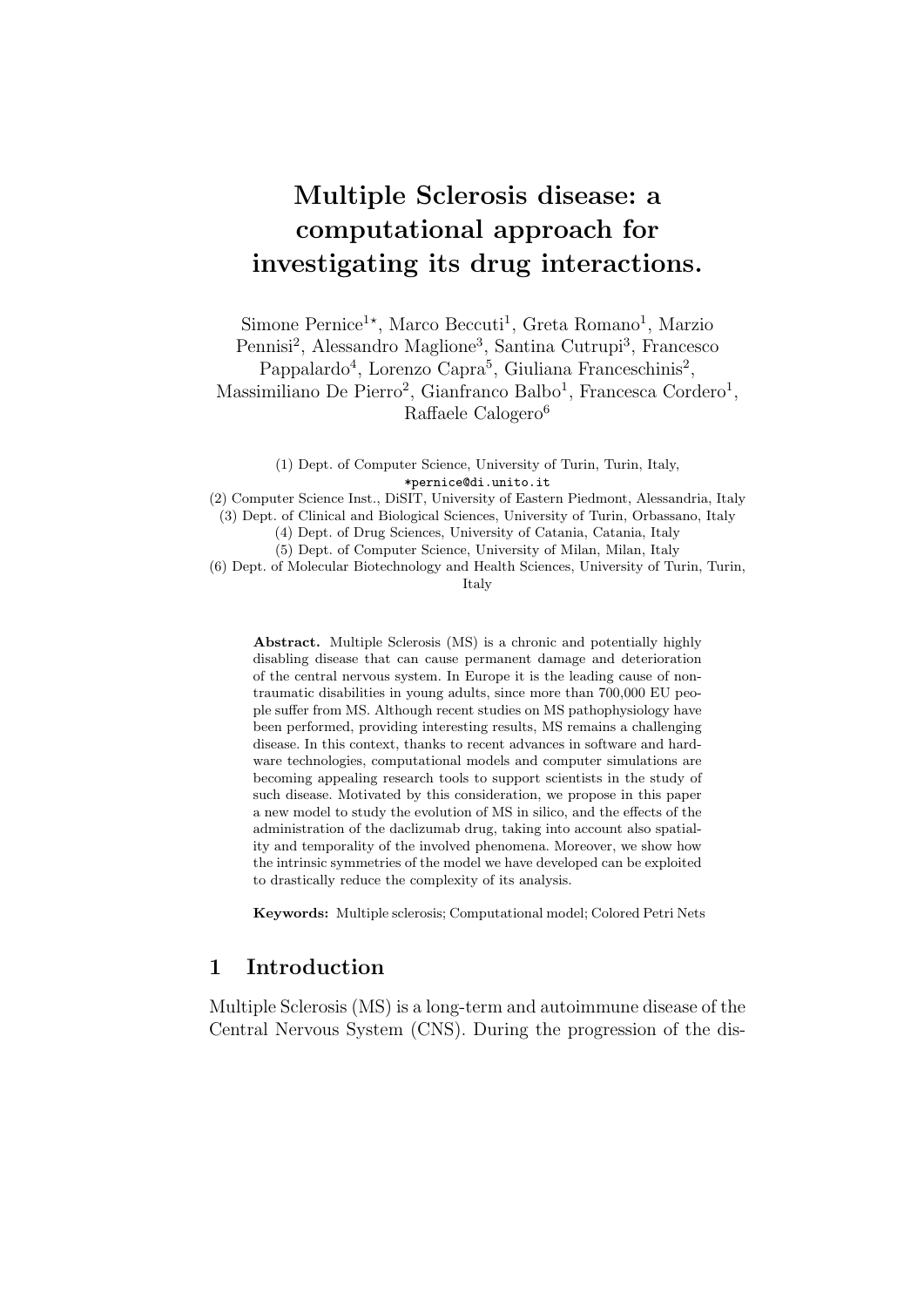# Multiple Sclerosis disease: a computational approach for investigating its drug interactions.

Simone Pernice[1*], Marco Beccuti[1], Greta Romano[1], Marzio Pennisi[2], Alessandro Maglione[3], Santina Cutrupi[3], Francesco Pappalardo[4], Lorenzo Capra[5], Giuliana Franceschinis[2], Massimiliano De Pierro[2], Gianfranco Balbo[1], Francesca Cordero[1], Raffaele Calogero[6]

(1) Dept. of Computer Science, University of Turin, Turin, Italy,
*pernice@di.unito.it
(2) Computer Science Inst., DiSIT, University of Eastern Piedmont, Alessandria, Italy
(3) Dept. of Clinical and Biological Sciences, University of Turin, Orbassano, Italy
(4) Dept. of Drug Sciences, University of Catania, Catania, Italy
(5) Dept. of Computer Science, University of Milan, Milan, Italy
(6) Dept. of Molecular Biotechnology and Health Sciences, University of Turin, Turin, Italy

**Abstract.** Multiple Sclerosis (MS) is a chronic and potentially highly disabling disease that can cause permanent damage and deterioration of the central nervous system. In Europe it is the leading cause of non-traumatic disabilities in young adults, since more than 700,000 EU people suffer from MS. Although recent studies on MS pathophysiology have been performed, providing interesting results, MS remains a challenging disease. In this context, thanks to recent advances in software and hardware technologies, computational models and computer simulations are becoming appealing research tools to support scientists in the study of such disease. Motivated by this consideration, we propose in this paper a new model to study the evolution of MS in silico, and the effects of the administration of the daclizumab drug, taking into account also spatiality and temporality of the involved phenomena. Moreover, we show how the intrinsic symmetries of the model we have developed can be exploited to drastically reduce the complexity of its analysis.

**Keywords:** Multiple sclerosis; Computational model; Colored Petri Nets

## 1 Introduction

Multiple Sclerosis (MS) is a long-term and autoimmune disease of the Central Nervous System (CNS). During the progression of the dis-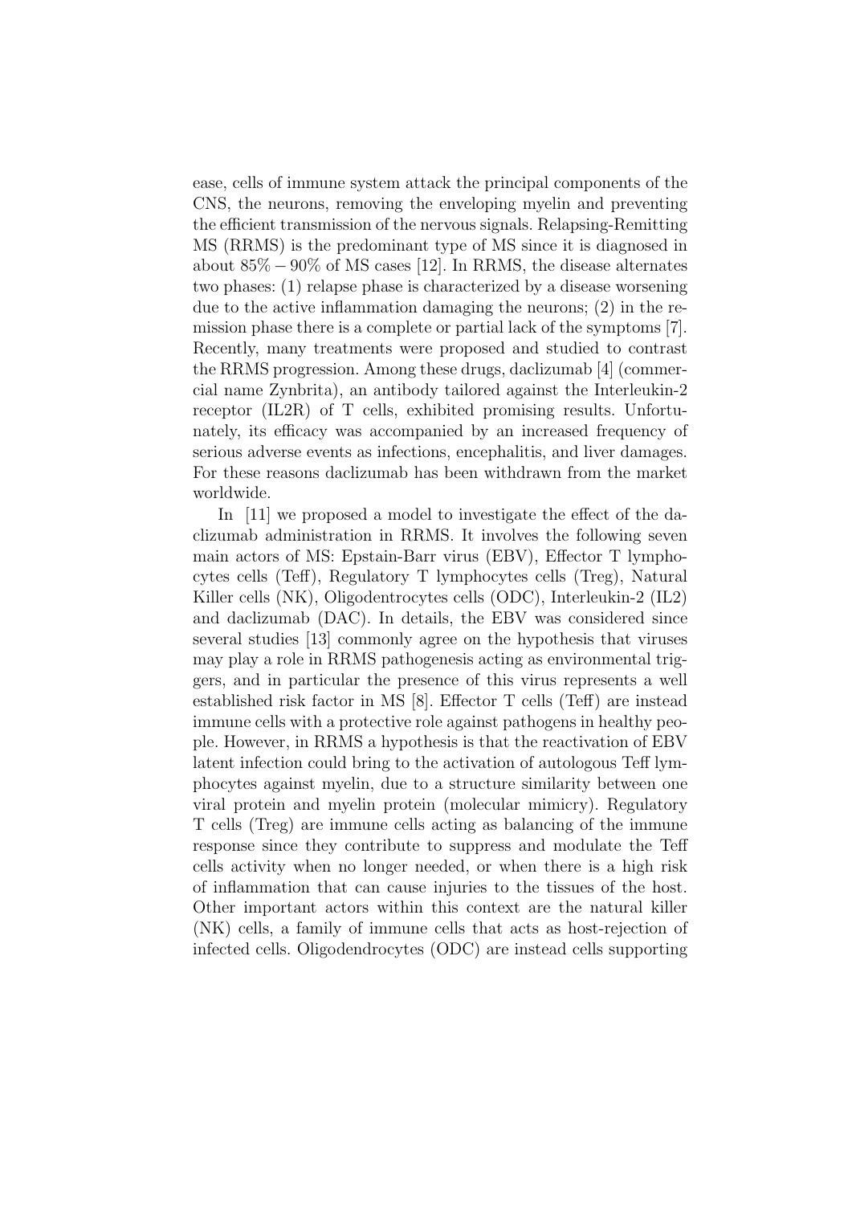ease, cells of immune system attack the principal components of the CNS, the neurons, removing the enveloping myelin and preventing the efficient transmission of the nervous signals. Relapsing-Remitting MS (RRMS) is the predominant type of MS since it is diagnosed in about $85\% - 90\%$ of MS cases [12]. In RRMS, the disease alternates two phases: (1) relapse phase is characterized by a disease worsening due to the active inflammation damaging the neurons; (2) in the remission phase there is a complete or partial lack of the symptoms [7]. Recently, many treatments were proposed and studied to contrast the RRMS progression. Among these drugs, daclizumab [4] (commercial name Zynbrita), an antibody tailored against the Interleukin-2 receptor (IL2R) of T cells, exhibited promising results. Unfortunately, its efficacy was accompanied by an increased frequency of serious adverse events as infections, encephalitis, and liver damages. For these reasons daclizumab has been withdrawn from the market worldwide.

In [11] we proposed a model to investigate the effect of the daclizumab administration in RRMS. It involves the following seven main actors of MS: Epstain-Barr virus (EBV), Effector T lymphocytes cells (Teff), Regulatory T lymphocytes cells (Treg), Natural Killer cells (NK), Oligodentrocytes cells (ODC), Interleukin-2 (IL2) and daclizumab (DAC). In details, the EBV was considered since several studies [13] commonly agree on the hypothesis that viruses may play a role in RRMS pathogenesis acting as environmental triggers, and in particular the presence of this virus represents a well established risk factor in MS [8]. Effector T cells (Teff) are instead immune cells with a protective role against pathogens in healthy people. However, in RRMS a hypothesis is that the reactivation of EBV latent infection could bring to the activation of autologous Teff lymphocytes against myelin, due to a structure similarity between one viral protein and myelin protein (molecular mimicry). Regulatory T cells (Treg) are immune cells acting as balancing of the immune response since they contribute to suppress and modulate the Teff cells activity when no longer needed, or when there is a high risk of inflammation that can cause injuries to the tissues of the host. Other important actors within this context are the natural killer (NK) cells, a family of immune cells that acts as host-rejection of infected cells. Oligodendrocytes (ODC) are instead cells supporting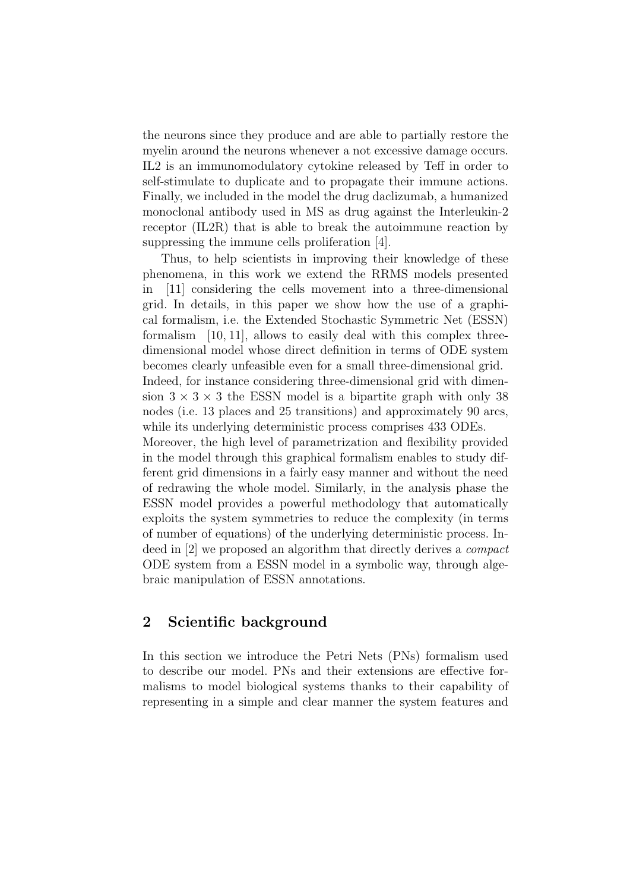the neurons since they produce and are able to partially restore the myelin around the neurons whenever a not excessive damage occurs. IL2 is an immunomodulatory cytokine released by Teff in order to self-stimulate to duplicate and to propagate their immune actions. Finally, we included in the model the drug daclizumab, a humanized monoclonal antibody used in MS as drug against the Interleukin-2 receptor (IL2R) that is able to break the autoimmune reaction by suppressing the immune cells proliferation [4].

Thus, to help scientists in improving their knowledge of these phenomena, in this work we extend the RRMS models presented in [11] considering the cells movement into a three-dimensional grid. In details, in this paper we show how the use of a graphical formalism, i.e. the Extended Stochastic Symmetric Net (ESSN) formalism [10, 11], allows to easily deal with this complex three-dimensional model whose direct definition in terms of ODE system becomes clearly unfeasible even for a small three-dimensional grid. Indeed, for instance considering three-dimensional grid with dimension $3 \times 3 \times 3$ the ESSN model is a bipartite graph with only 38 nodes (i.e. 13 places and 25 transitions) and approximately 90 arcs, while its underlying deterministic process comprises 433 ODEs. Moreover, the high level of parametrization and flexibility provided in the model through this graphical formalism enables to study different grid dimensions in a fairly easy manner and without the need of redrawing the whole model. Similarly, in the analysis phase the ESSN model provides a powerful methodology that automatically exploits the system symmetries to reduce the complexity (in terms of number of equations) of the underlying deterministic process. Indeed in [2] we proposed an algorithm that directly derives a *compact* ODE system from a ESSN model in a symbolic way, through algebraic manipulation of ESSN annotations.

## 2 Scientific background

In this section we introduce the Petri Nets (PNs) formalism used to describe our model. PNs and their extensions are effective formalisms to model biological systems thanks to their capability of representing in a simple and clear manner the system features and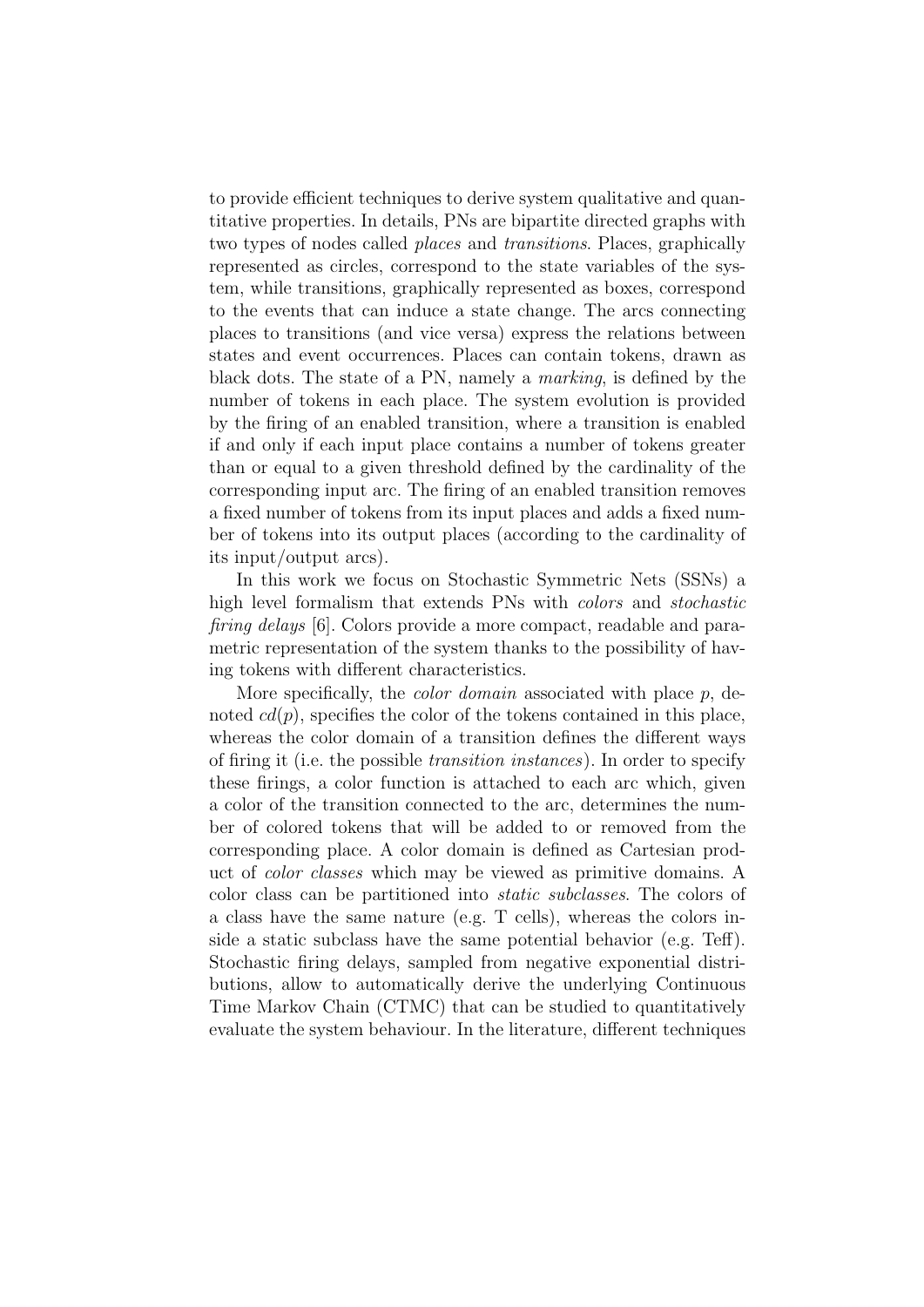to provide efficient techniques to derive system qualitative and quantitative properties. In details, PNs are bipartite directed graphs with two types of nodes called *places* and *transitions*. Places, graphically represented as circles, correspond to the state variables of the system, while transitions, graphically represented as boxes, correspond to the events that can induce a state change. The arcs connecting places to transitions (and vice versa) express the relations between states and event occurrences. Places can contain tokens, drawn as black dots. The state of a PN, namely a *marking*, is defined by the number of tokens in each place. The system evolution is provided by the firing of an enabled transition, where a transition is enabled if and only if each input place contains a number of tokens greater than or equal to a given threshold defined by the cardinality of the corresponding input arc. The firing of an enabled transition removes a fixed number of tokens from its input places and adds a fixed number of tokens into its output places (according to the cardinality of its input/output arcs).

In this work we focus on Stochastic Symmetric Nets (SSNs) a high level formalism that extends PNs with *colors* and *stochastic firing delays* [6]. Colors provide a more compact, readable and parametric representation of the system thanks to the possibility of having tokens with different characteristics.

More specifically, the *color domain* associated with place $p$, denoted $cd(p)$, specifies the color of the tokens contained in this place, whereas the color domain of a transition defines the different ways of firing it (i.e. the possible *transition instances*). In order to specify these firings, a color function is attached to each arc which, given a color of the transition connected to the arc, determines the number of colored tokens that will be added to or removed from the corresponding place. A color domain is defined as Cartesian product of *color classes* which may be viewed as primitive domains. A color class can be partitioned into *static subclasses*. The colors of a class have the same nature (e.g. T cells), whereas the colors inside a static subclass have the same potential behavior (e.g. Teff). Stochastic firing delays, sampled from negative exponential distributions, allow to automatically derive the underlying Continuous Time Markov Chain (CTMC) that can be studied to quantitatively evaluate the system behaviour. In the literature, different techniques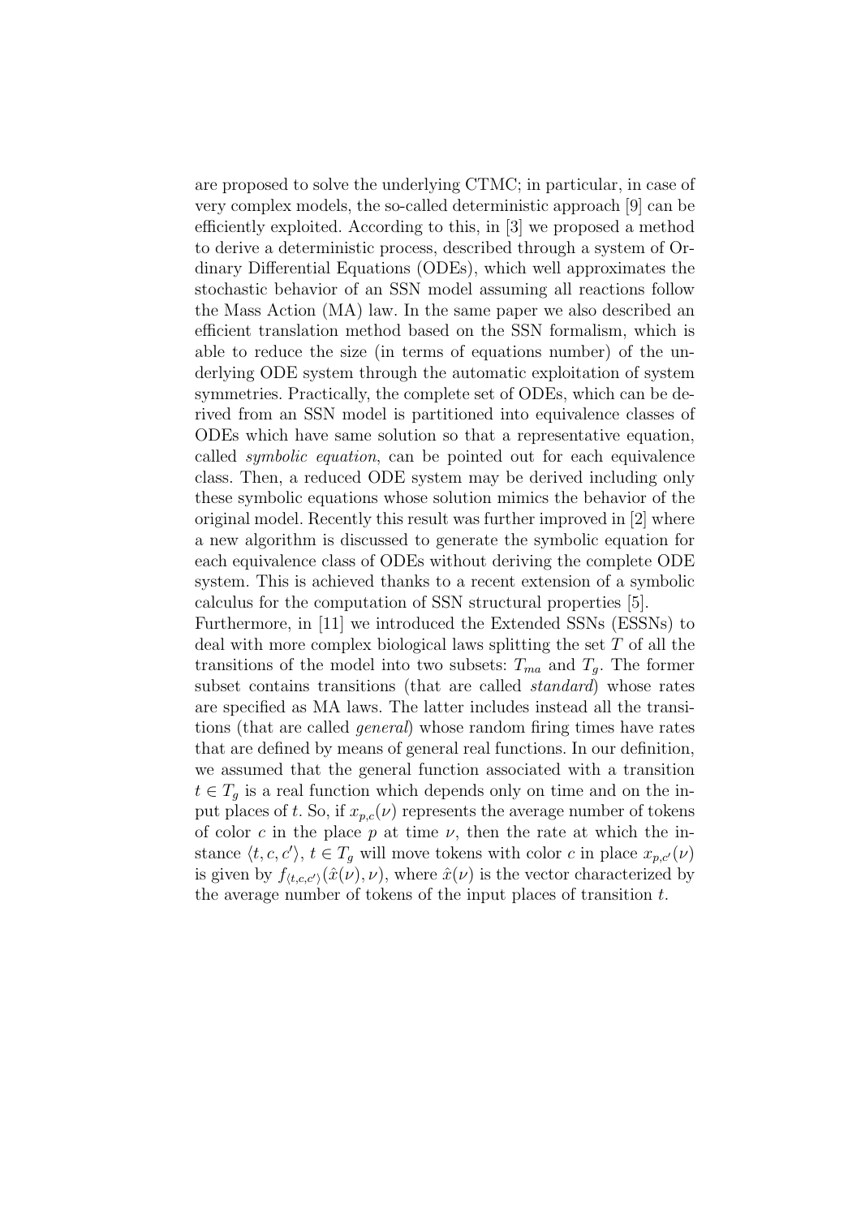are proposed to solve the underlying CTMC; in particular, in case of very complex models, the so-called deterministic approach [9] can be efficiently exploited. According to this, in [3] we proposed a method to derive a deterministic process, described through a system of Ordinary Differential Equations (ODEs), which well approximates the stochastic behavior of an SSN model assuming all reactions follow the Mass Action (MA) law. In the same paper we also described an efficient translation method based on the SSN formalism, which is able to reduce the size (in terms of equations number) of the underlying ODE system through the automatic exploitation of system symmetries. Practically, the complete set of ODEs, which can be derived from an SSN model is partitioned into equivalence classes of ODEs which have same solution so that a representative equation, called *symbolic equation*, can be pointed out for each equivalence class. Then, a reduced ODE system may be derived including only these symbolic equations whose solution mimics the behavior of the original model. Recently this result was further improved in [2] where a new algorithm is discussed to generate the symbolic equation for each equivalence class of ODEs without deriving the complete ODE system. This is achieved thanks to a recent extension of a symbolic calculus for the computation of SSN structural properties [5].
Furthermore, in [11] we introduced the Extended SSNs (ESSNs) to deal with more complex biological laws splitting the set $T$ of all the transitions of the model into two subsets: $T_{ma}$ and $T_g$. The former subset contains transitions (that are called *standard*) whose rates are specified as MA laws. The latter includes instead all the transitions (that are called *general*) whose random firing times have rates that are defined by means of general real functions. In our definition, we assumed that the general function associated with a transition $t \in T_g$ is a real function which depends only on time and on the input places of $t$. So, if $x_{p,c}(\nu)$ represents the average number of tokens of color $c$ in the place $p$ at time $\nu$, then the rate at which the instance $\langle t, c, c' \rangle$, $t \in T_g$ will move tokens with color $c$ in place $x_{p,c'}(\nu)$ is given by $f_{\langle t,c,c' \rangle}(\hat{x}(\nu), \nu)$, where $\hat{x}(\nu)$ is the vector characterized by the average number of tokens of the input places of transition $t$.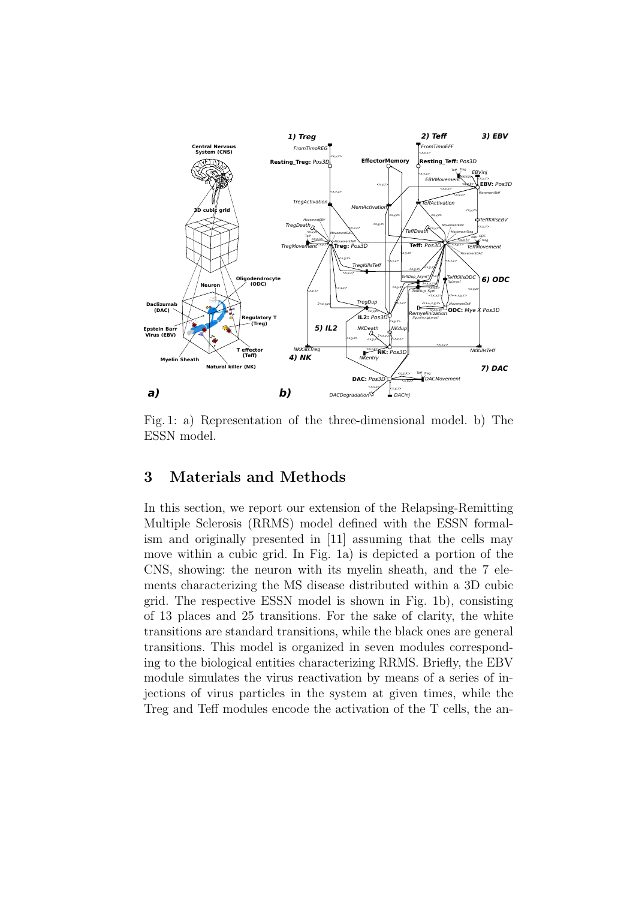Fig. 1: a) Representation of the three-dimensional model. b) The ESSN model.

## 3 Materials and Methods

In this section, we report our extension of the Relapsing-Remitting Multiple Sclerosis (RRMS) model defined with the ESSN formalism and originally presented in [11] assuming that the cells may move within a cubic grid. In Fig. 1a) is depicted a portion of the CNS, showing: the neuron with its myelin sheath, and the 7 elements characterizing the MS disease distributed within a 3D cubic grid. The respective ESSN model is shown in Fig. 1b), consisting of 13 places and 25 transitions. For the sake of clarity, the white transitions are standard transitions, while the black ones are general transitions. This model is organized in seven modules corresponding to the biological entities characterizing RRMS. Briefly, the EBV module simulates the virus reactivation by means of a series of injections of virus particles in the system at given times, while the Treg and Teff modules encode the activation of the T cells, the an-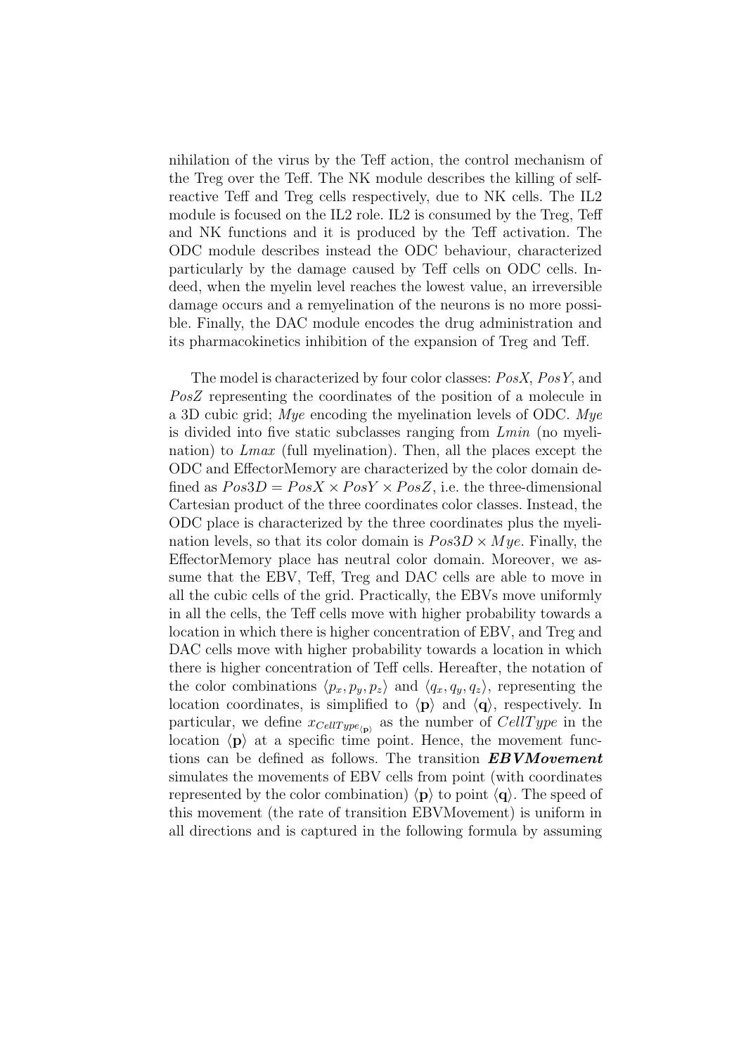nihilation of the virus by the Teff action, the control mechanism of the Treg over the Teff. The NK module describes the killing of self-reactive Teff and Treg cells respectively, due to NK cells. The IL2 module is focused on the IL2 role. IL2 is consumed by the Treg, Teff and NK functions and it is produced by the Teff activation. The ODC module describes instead the ODC behaviour, characterized particularly by the damage caused by Teff cells on ODC cells. Indeed, when the myelin level reaches the lowest value, an irreversible damage occurs and a remyelination of the neurons is no more possible. Finally, the DAC module encodes the drug administration and its pharmacokinetics inhibition of the expansion of Treg and Teff.

The model is characterized by four color classes: $PosX$, $PosY$, and $PosZ$ representing the coordinates of the position of a molecule in a 3D cubic grid; $Mye$ encoding the myelination levels of ODC. $Mye$ is divided into five static subclasses ranging from $Lmin$ (no myelination) to $Lmax$ (full myelination). Then, all the places except the ODC and EffectorMemory are characterized by the color domain defined as $Pos3D = PosX \times PosY \times PosZ$, i.e. the three-dimensional Cartesian product of the three coordinates color classes. Instead, the ODC place is characterized by the three coordinates plus the myelination levels, so that its color domain is $Pos3D \times Mye$. Finally, the EffectorMemory place has neutral color domain. Moreover, we assume that the EBV, Teff, Treg and DAC cells are able to move in all the cubic cells of the grid. Practically, the EBVs move uniformly in all the cells, the Teff cells move with higher probability towards a location in which there is higher concentration of EBV, and Treg and DAC cells move with higher probability towards a location in which there is higher concentration of Teff cells. Hereafter, the notation of the color combinations $\langle p_x, p_y, p_z \rangle$ and $\langle q_x, q_y, q_z \rangle$, representing the location coordinates, is simplified to $\langle \mathbf{p} \rangle$ and $\langle \mathbf{q} \rangle$, respectively. In particular, we define $x_{CellType_{\langle \mathbf{p} \rangle}}$ as the number of $CellType$ in the location $\langle \mathbf{p} \rangle$ at a specific time point. Hence, the movement functions can be defined as follows. The transition ***EBVMovement*** simulates the movements of EBV cells from point (with coordinates represented by the color combination) $\langle \mathbf{p} \rangle$ to point $\langle \mathbf{q} \rangle$. The speed of this movement (the rate of transition EBVMovement) is uniform in all directions and is captured in the following formula by assuming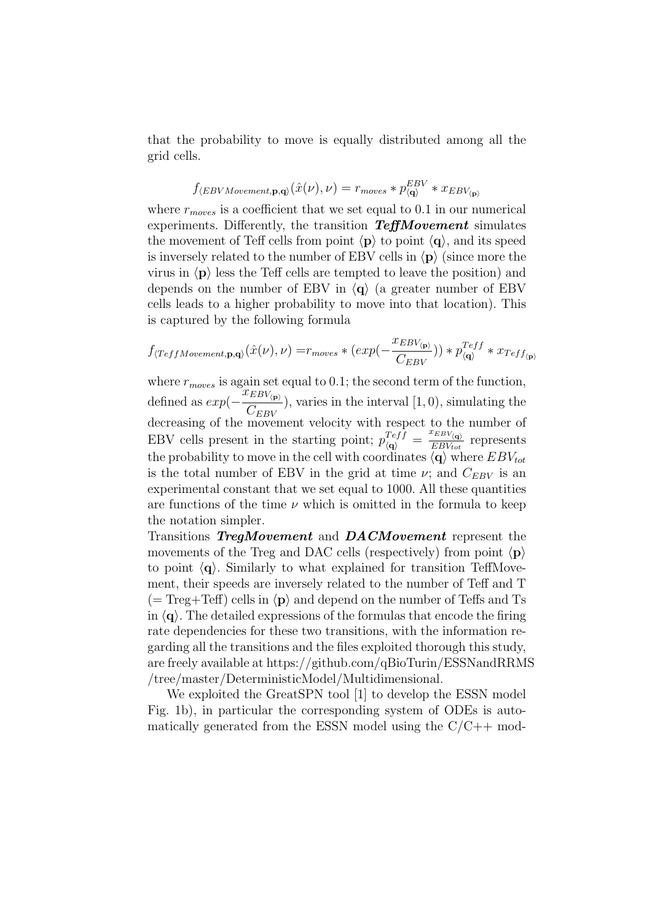that the probability to move is equally distributed among all the grid cells.

$$f_{\langle EBVMovement,\mathbf{p},\mathbf{q}\rangle}(\hat{x}(\nu),\nu) = r_{moves} * p^{EBV}_{\langle\mathbf{q}\rangle} * x_{EBV_{\langle\mathbf{p}\rangle}}$$

where $r_{moves}$ is a coefficient that we set equal to 0.1 in our numerical experiments. Differently, the transition ***TeffMovement*** simulates the movement of Teff cells from point $\langle\mathbf{p}\rangle$ to point $\langle\mathbf{q}\rangle$, and its speed is inversely related to the number of EBV cells in $\langle\mathbf{p}\rangle$ (since more the virus in $\langle\mathbf{p}\rangle$ less the Teff cells are tempted to leave the position) and depends on the number of EBV in $\langle\mathbf{q}\rangle$ (a greater number of EBV cells leads to a higher probability to move into that location). This is captured by the following formula

$$f_{\langle TeffMovement,\mathbf{p},\mathbf{q}\rangle}(\hat{x}(\nu),\nu) = r_{moves} * (exp(-\frac{x_{EBV_{\langle\mathbf{p}\rangle}}}{C_{EBV}})) * p^{Teff}_{\langle\mathbf{q}\rangle} * x_{Teff_{\langle\mathbf{p}\rangle}}$$

where $r_{moves}$ is again set equal to 0.1; the second term of the function, defined as $exp(-\frac{x_{EBV_{\langle\mathbf{p}\rangle}}}{C_{EBV}})$, varies in the interval $[1, 0)$, simulating the decreasing of the movement velocity with respect to the number of EBV cells present in the starting point; $p^{Teff}_{\langle\mathbf{q}\rangle} = \frac{x_{EBV_{\langle\mathbf{q}\rangle}}}{EBV_{tot}}$ represents the probability to move in the cell with coordinates $\langle\mathbf{q}\rangle$ where $EBV_{tot}$ is the total number of EBV in the grid at time $\nu$; and $C_{EBV}$ is an experimental constant that we set equal to 1000. All these quantities are functions of the time $\nu$ which is omitted in the formula to keep the notation simpler.

Transitions ***TregMovement*** and ***DACMovement*** represent the movements of the Treg and DAC cells (respectively) from point $\langle\mathbf{p}\rangle$ to point $\langle\mathbf{q}\rangle$. Similarly to what explained for transition TeffMovement, their speeds are inversely related to the number of Teff and T (= Treg+Teff) cells in $\langle\mathbf{p}\rangle$ and depend on the number of Teffs and Ts in $\langle\mathbf{q}\rangle$. The detailed expressions of the formulas that encode the firing rate dependencies for these two transitions, with the information regarding all the transitions and the files exploited thorough this study, are freely available at https://github.com/qBioTurin/ESSNandRRMS/tree/master/DeterministicModel/Multidimensional.

We exploited the GreatSPN tool [1] to develop the ESSN model Fig. 1b), in particular the corresponding system of ODEs is automatically generated from the ESSN model using the C/C++ mod-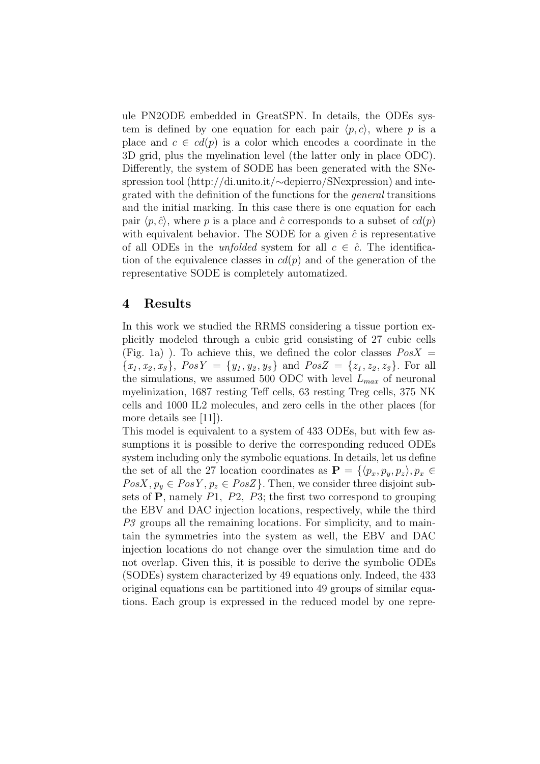ule PN2ODE embedded in GreatSPN. In details, the ODEs system is defined by one equation for each pair $\langle p, c \rangle$, where $p$ is a place and $c \in cd(p)$ is a color which encodes a coordinate in the 3D grid, plus the myelination level (the latter only in place ODC). Differently, the system of SODE has been generated with the SNexpression tool (http://di.unito.it/∼depierro/SNexpression) and integrated with the definition of the functions for the *general* transitions and the initial marking. In this case there is one equation for each pair $\langle p, \hat{c} \rangle$, where $p$ is a place and $\hat{c}$ corresponds to a subset of $cd(p)$ with equivalent behavior. The SODE for a given $\hat{c}$ is representative of all ODEs in the *unfolded* system for all $c \in \hat{c}$. The identification of the equivalence classes in $cd(p)$ and of the generation of the representative SODE is completely automatized.

## 4 Results

In this work we studied the RRMS considering a tissue portion explicitly modeled through a cubic grid consisting of 27 cubic cells (Fig. 1a) ). To achieve this, we defined the color classes $PosX = \{x_1, x_2, x_3\}$, $PosY = \{y_1, y_2, y_3\}$ and $PosZ = \{z_1, z_2, z_3\}$. For all the simulations, we assumed 500 ODC with level $L_{max}$ of neuronal myelinization, 1687 resting Teff cells, 63 resting Treg cells, 375 NK cells and 1000 IL2 molecules, and zero cells in the other places (for more details see [11]).

This model is equivalent to a system of 433 ODEs, but with few assumptions it is possible to derive the corresponding reduced ODEs system including only the symbolic equations. In details, let us define the set of all the 27 location coordinates as $\mathbf{P} = \{\langle p_x, p_y, p_z \rangle, p_x \in PosX, p_y \in PosY, p_z \in PosZ\}$. Then, we consider three disjoint subsets of $\mathbf{P}$, namely $P1$, $P2$, $P3$; the first two correspond to grouping the EBV and DAC injection locations, respectively, while the third $P3$ groups all the remaining locations. For simplicity, and to maintain the symmetries into the system as well, the EBV and DAC injection locations do not change over the simulation time and do not overlap. Given this, it is possible to derive the symbolic ODEs (SODEs) system characterized by 49 equations only. Indeed, the 433 original equations can be partitioned into 49 groups of similar equations. Each group is expressed in the reduced model by one repre-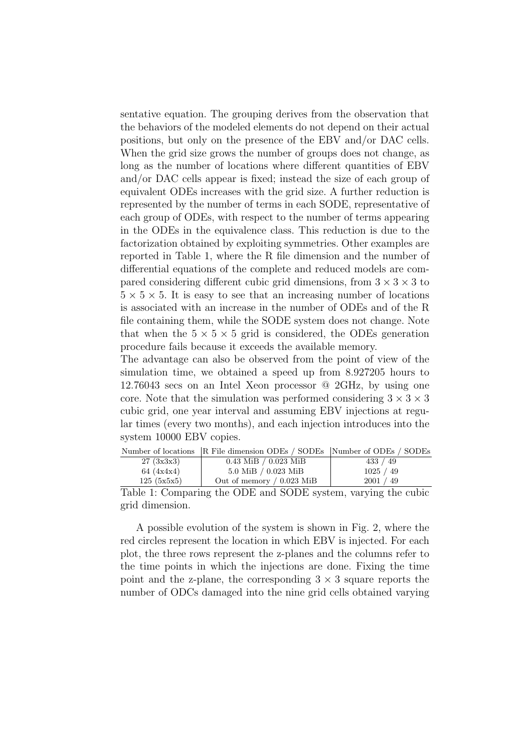sentative equation. The grouping derives from the observation that the behaviors of the modeled elements do not depend on their actual positions, but only on the presence of the EBV and/or DAC cells. When the grid size grows the number of groups does not change, as long as the number of locations where different quantities of EBV and/or DAC cells appear is fixed; instead the size of each group of equivalent ODEs increases with the grid size. A further reduction is represented by the number of terms in each SODE, representative of each group of ODEs, with respect to the number of terms appearing in the ODEs in the equivalence class. This reduction is due to the factorization obtained by exploiting symmetries. Other examples are reported in Table 1, where the R file dimension and the number of differential equations of the complete and reduced models are compared considering different cubic grid dimensions, from $3 \times 3 \times 3$ to $5 \times 5 \times 5$. It is easy to see that an increasing number of locations is associated with an increase in the number of ODEs and of the R file containing them, while the SODE system does not change. Note that when the $5 \times 5 \times 5$ grid is considered, the ODEs generation procedure fails because it exceeds the available memory.

The advantage can also be observed from the point of view of the simulation time, we obtained a speed up from 8.927205 hours to 12.76043 secs on an Intel Xeon processor @ 2GHz, by using one core. Note that the simulation was performed considering $3 \times 3 \times 3$ cubic grid, one year interval and assuming EBV injections at regular times (every two months), and each injection introduces into the system 10000 EBV copies.

| Number of locations | R File dimension ODEs / SODEs | Number of ODEs / SODEs |
|---|---|---|
| 27 (3x3x3) | 0.43 MiB / 0.023 MiB | 433 / 49 |
| 64 (4x4x4) | 5.0 MiB / 0.023 MiB | 1025 / 49 |
| 125 (5x5x5) | Out of memory / 0.023 MiB | 2001 / 49 |

Table 1: Comparing the ODE and SODE system, varying the cubic grid dimension.

A possible evolution of the system is shown in Fig. 2, where the red circles represent the location in which EBV is injected. For each plot, the three rows represent the z-planes and the columns refer to the time points in which the injections are done. Fixing the time point and the z-plane, the corresponding $3 \times 3$ square reports the number of ODCs damaged into the nine grid cells obtained varying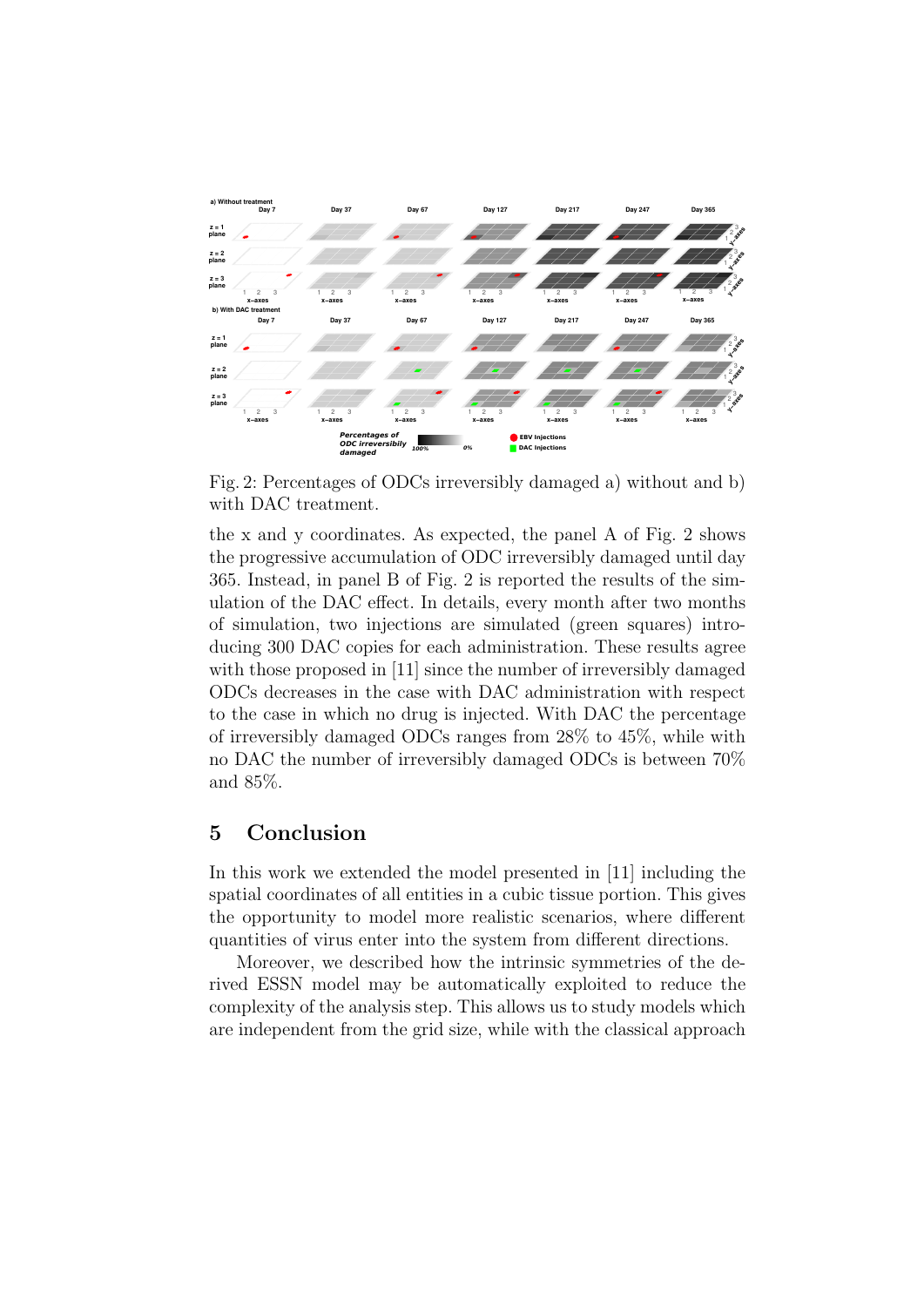Fig. 2: Percentages of ODCs irreversibly damaged a) without and b) with DAC treatment.

the x and y coordinates. As expected, the panel A of Fig. 2 shows the progressive accumulation of ODC irreversibly damaged until day 365. Instead, in panel B of Fig. 2 is reported the results of the simulation of the DAC effect. In details, every month after two months of simulation, two injections are simulated (green squares) introducing 300 DAC copies for each administration. These results agree with those proposed in [11] since the number of irreversibly damaged ODCs decreases in the case with DAC administration with respect to the case in which no drug is injected. With DAC the percentage of irreversibly damaged ODCs ranges from 28% to 45%, while with no DAC the number of irreversibly damaged ODCs is between 70% and 85%.

## 5 Conclusion

In this work we extended the model presented in [11] including the spatial coordinates of all entities in a cubic tissue portion. This gives the opportunity to model more realistic scenarios, where different quantities of virus enter into the system from different directions.

Moreover, we described how the intrinsic symmetries of the derived ESSN model may be automatically exploited to reduce the complexity of the analysis step. This allows us to study models which are independent from the grid size, while with the classical approach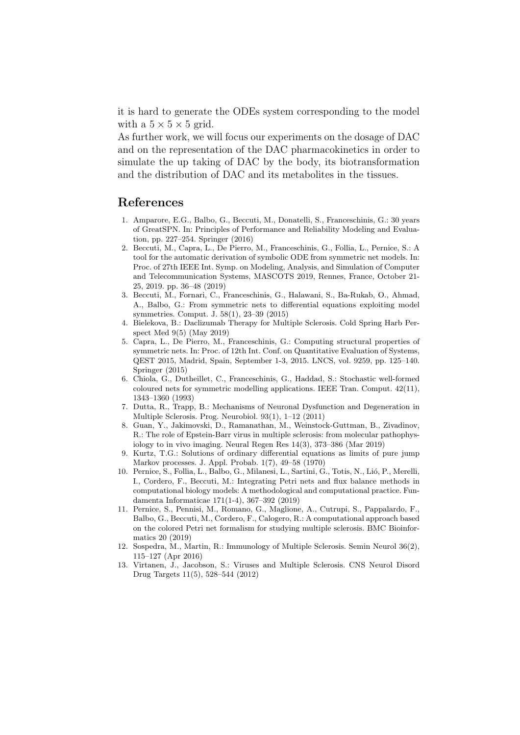it is hard to generate the ODEs system corresponding to the model with a $5 \times 5 \times 5$ grid.

As further work, we will focus our experiments on the dosage of DAC and on the representation of the DAC pharmacokinetics in order to simulate the up taking of DAC by the body, its biotransformation and the distribution of DAC and its metabolites in the tissues.

## References

1. Amparore, E.G., Balbo, G., Beccuti, M., Donatelli, S., Franceschinis, G.: 30 years of GreatSPN. In: Principles of Performance and Reliability Modeling and Evaluation, pp. 227–254. Springer (2016)
2. Beccuti, M., Capra, L., De Pierro, M., Franceschinis, G., Follia, L., Pernice, S.: A tool for the automatic derivation of symbolic ODE from symmetric net models. In: Proc. of 27th IEEE Int. Symp. on Modeling, Analysis, and Simulation of Computer and Telecommunication Systems, MASCOTS 2019, Rennes, France, October 21-25, 2019. pp. 36–48 (2019)
3. Beccuti, M., Fornari, C., Franceschinis, G., Halawani, S., Ba-Rukab, O., Ahmad, A., Balbo, G.: From symmetric nets to differential equations exploiting model symmetries. Comput. J. 58(1), 23–39 (2015)
4. Bielekova, B.: Daclizumab Therapy for Multiple Sclerosis. Cold Spring Harb Perspect Med 9(5) (May 2019)
5. Capra, L., De Pierro, M., Franceschinis, G.: Computing structural properties of symmetric nets. In: Proc. of 12th Int. Conf. on Quantitative Evaluation of Systems, QEST 2015, Madrid, Spain, September 1-3, 2015. LNCS, vol. 9259, pp. 125–140. Springer (2015)
6. Chiola, G., Dutheillet, C., Franceschinis, G., Haddad, S.: Stochastic well-formed coloured nets for symmetric modelling applications. IEEE Tran. Comput. 42(11), 1343–1360 (1993)
7. Dutta, R., Trapp, B.: Mechanisms of Neuronal Dysfunction and Degeneration in Multiple Sclerosis. Prog. Neurobiol. 93(1), 1–12 (2011)
8. Guan, Y., Jakimovski, D., Ramanathan, M., Weinstock-Guttman, B., Zivadinov, R.: The role of Epstein-Barr virus in multiple sclerosis: from molecular pathophysiology to in vivo imaging. Neural Regen Res 14(3), 373–386 (Mar 2019)
9. Kurtz, T.G.: Solutions of ordinary differential equations as limits of pure jump Markov processes. J. Appl. Probab. 1(7), 49–58 (1970)
10. Pernice, S., Follia, L., Balbo, G., Milanesi, L., Sartini, G., Totis, N., Lió, P., Merelli, I., Cordero, F., Beccuti, M.: Integrating Petri nets and flux balance methods in computational biology models: A methodological and computational practice. Fundamenta Informaticae 171(1-4), 367–392 (2019)
11. Pernice, S., Pennisi, M., Romano, G., Maglione, A., Cutrupi, S., Pappalardo, F., Balbo, G., Beccuti, M., Cordero, F., Calogero, R.: A computational approach based on the colored Petri net formalism for studying multiple sclerosis. BMC Bioinformatics 20 (2019)
12. Sospedra, M., Martin, R.: Immunology of Multiple Sclerosis. Semin Neurol 36(2), 115–127 (Apr 2016)
13. Virtanen, J., Jacobson, S.: Viruses and Multiple Sclerosis. CNS Neurol Disord Drug Targets 11(5), 528–544 (2012)